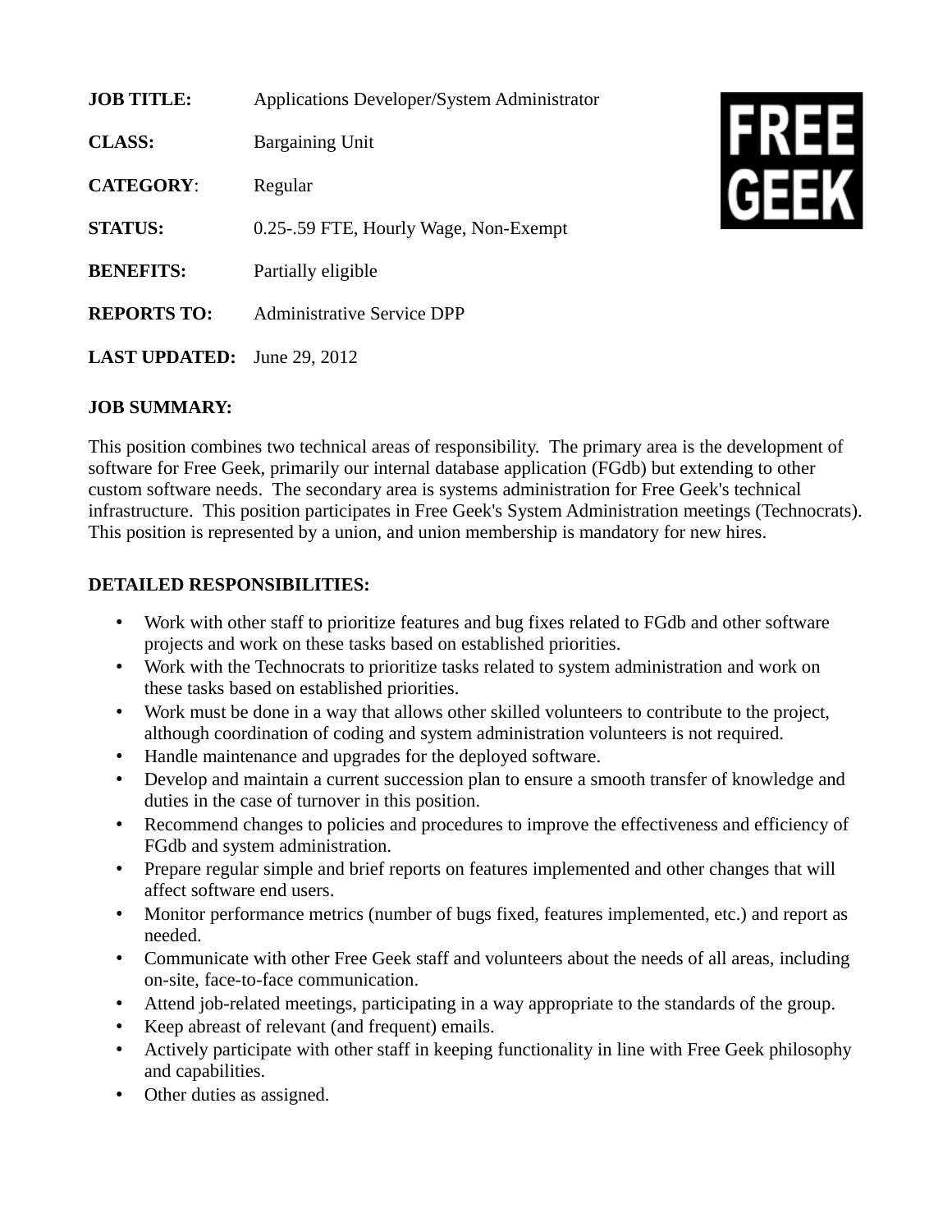**JOB TITLE:** Applications Developer/System Administrator

**CLASS:** Bargaining Unit

**CATEGORY**: Regular

**STATUS:** 0.25-.59 FTE, Hourly Wage, Non-Exempt

**BENEFITS:** Partially eligible

**REPORTS TO:** Administrative Service DPP

**LAST UPDATED:** June 29, 2012

FREE GEEK

**JOB SUMMARY:**

This position combines two technical areas of responsibility. The primary area is the development of software for Free Geek, primarily our internal database application (FGdb) but extending to other custom software needs. The secondary area is systems administration for Free Geek's technical infrastructure. This position participates in Free Geek's System Administration meetings (Technocrats). This position is represented by a union, and union membership is mandatory for new hires.

**DETAILED RESPONSIBILITIES:**

- Work with other staff to prioritize features and bug fixes related to FGdb and other software projects and work on these tasks based on established priorities.
- Work with the Technocrats to prioritize tasks related to system administration and work on these tasks based on established priorities.
- Work must be done in a way that allows other skilled volunteers to contribute to the project, although coordination of coding and system administration volunteers is not required.
- Handle maintenance and upgrades for the deployed software.
- Develop and maintain a current succession plan to ensure a smooth transfer of knowledge and duties in the case of turnover in this position.
- Recommend changes to policies and procedures to improve the effectiveness and efficiency of FGdb and system administration.
- Prepare regular simple and brief reports on features implemented and other changes that will affect software end users.
- Monitor performance metrics (number of bugs fixed, features implemented, etc.) and report as needed.
- Communicate with other Free Geek staff and volunteers about the needs of all areas, including on-site, face-to-face communication.
- Attend job-related meetings, participating in a way appropriate to the standards of the group.
- Keep abreast of relevant (and frequent) emails.
- Actively participate with other staff in keeping functionality in line with Free Geek philosophy and capabilities.
- Other duties as assigned.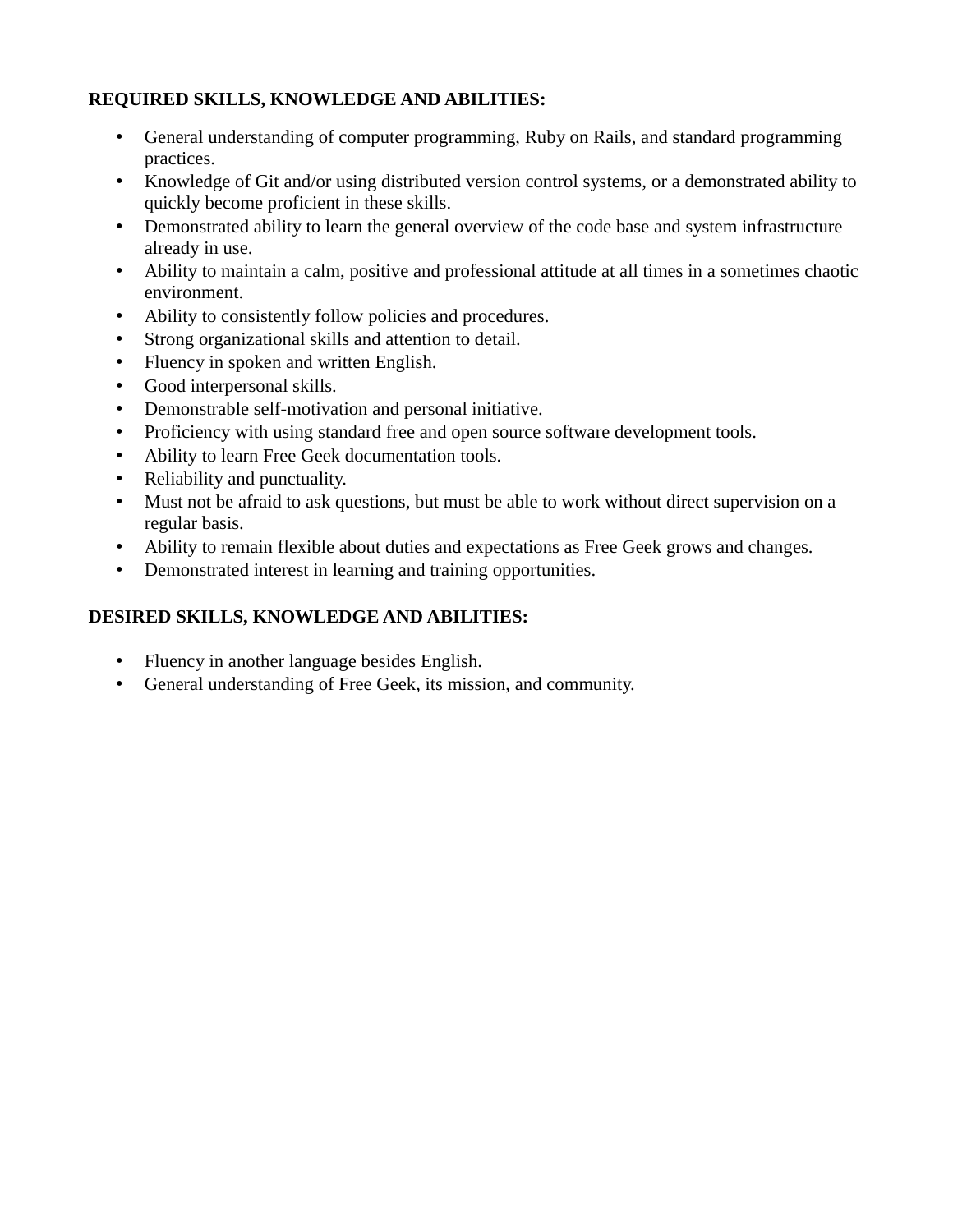**REQUIRED SKILLS, KNOWLEDGE AND ABILITIES:**

- General understanding of computer programming, Ruby on Rails, and standard programming practices.
- Knowledge of Git and/or using distributed version control systems, or a demonstrated ability to quickly become proficient in these skills.
- Demonstrated ability to learn the general overview of the code base and system infrastructure already in use.
- Ability to maintain a calm, positive and professional attitude at all times in a sometimes chaotic environment.
- Ability to consistently follow policies and procedures.
- Strong organizational skills and attention to detail.
- Fluency in spoken and written English.
- Good interpersonal skills.
- Demonstrable self-motivation and personal initiative.
- Proficiency with using standard free and open source software development tools.
- Ability to learn Free Geek documentation tools.
- Reliability and punctuality.
- Must not be afraid to ask questions, but must be able to work without direct supervision on a regular basis.
- Ability to remain flexible about duties and expectations as Free Geek grows and changes.
- Demonstrated interest in learning and training opportunities.

**DESIRED SKILLS, KNOWLEDGE AND ABILITIES:**

- Fluency in another language besides English.
- General understanding of Free Geek, its mission, and community.